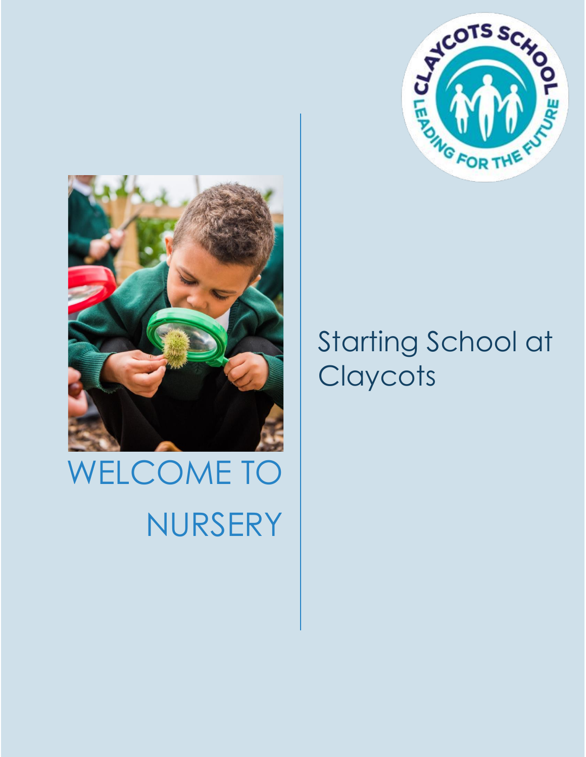# WELCOME TO NURSERY

## Starting School at Claycots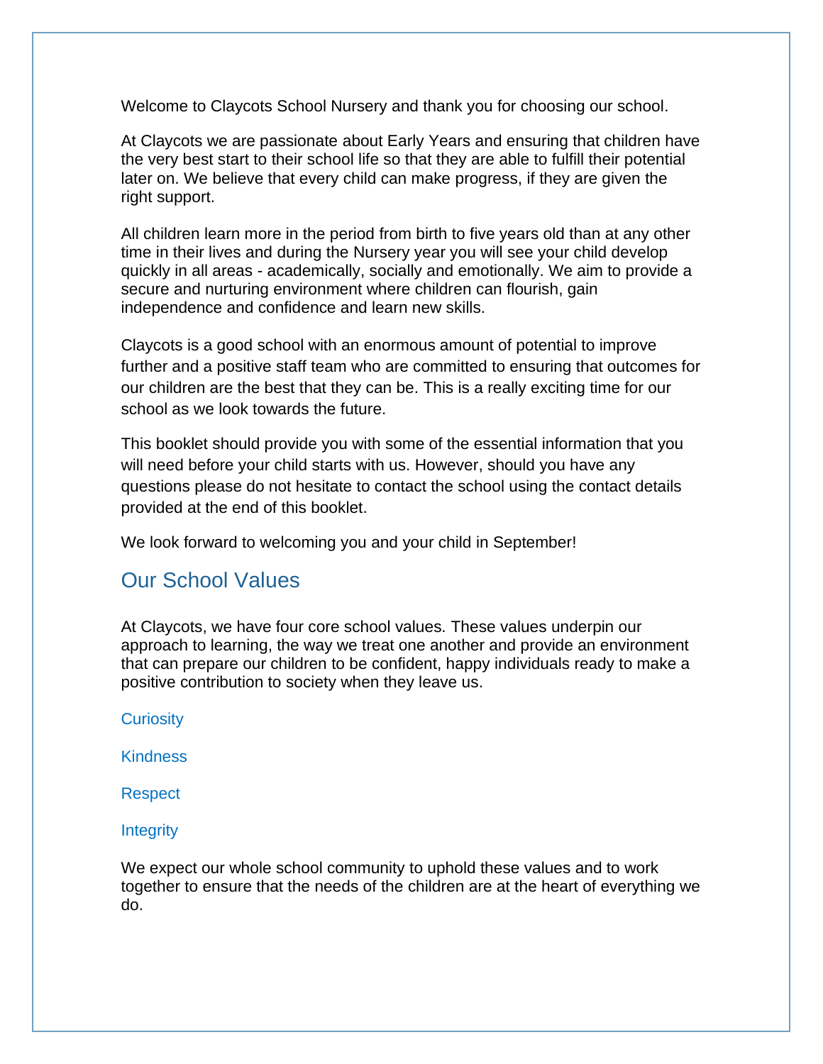Welcome to Claycots School Nursery and thank you for choosing our school.

At Claycots we are passionate about Early Years and ensuring that children have the very best start to their school life so that they are able to fulfill their potential later on. We believe that every child can make progress, if they are given the right support.

All children learn more in the period from birth to five years old than at any other time in their lives and during the Nursery year you will see your child develop quickly in all areas - academically, socially and emotionally. We aim to provide a secure and nurturing environment where children can flourish, gain independence and confidence and learn new skills.

Claycots is a good school with an enormous amount of potential to improve further and a positive staff team who are committed to ensuring that outcomes for our children are the best that they can be. This is a really exciting time for our school as we look towards the future.

This booklet should provide you with some of the essential information that you will need before your child starts with us. However, should you have any questions please do not hesitate to contact the school using the contact details provided at the end of this booklet.

We look forward to welcoming you and your child in September!

## Our School Values

At Claycots, we have four core school values. These values underpin our approach to learning, the way we treat one another and provide an environment that can prepare our children to be confident, happy individuals ready to make a positive contribution to society when they leave us.

Curiosity

Kindness

Respect

Integrity

We expect our whole school community to uphold these values and to work together to ensure that the needs of the children are at the heart of everything we do.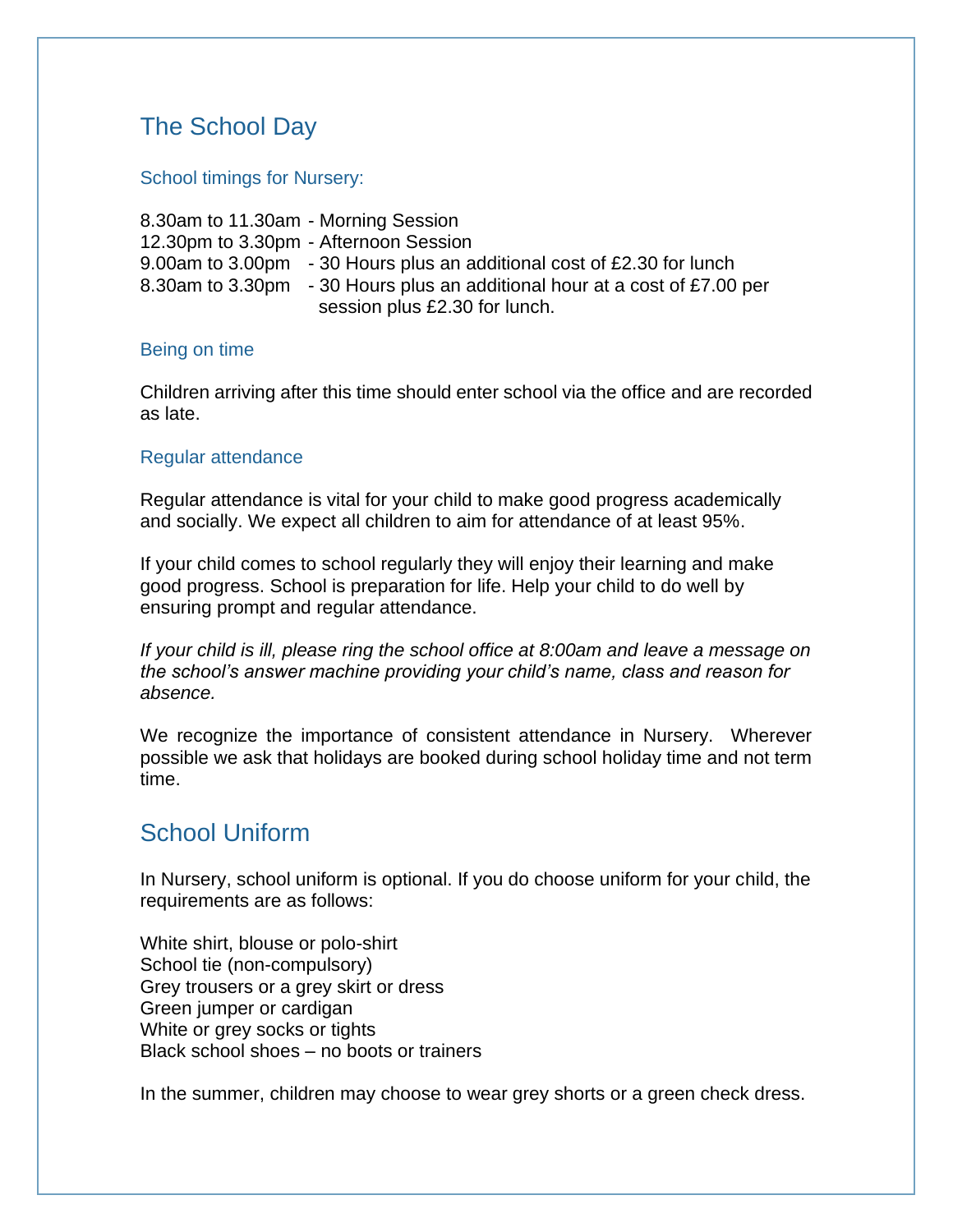## The School Day

### School timings for Nursery:

8.30am to 11.30am - Morning Session
12.30pm to 3.30pm - Afternoon Session
9.00am to 3.00pm - 30 Hours plus an additional cost of £2.30 for lunch
8.30am to 3.30pm - 30 Hours plus an additional hour at a cost of £7.00 per session plus £2.30 for lunch.

### Being on time

Children arriving after this time should enter school via the office and are recorded as late.

### Regular attendance

Regular attendance is vital for your child to make good progress academically and socially. We expect all children to aim for attendance of at least 95%.

If your child comes to school regularly they will enjoy their learning and make good progress. School is preparation for life. Help your child to do well by ensuring prompt and regular attendance.

*If your child is ill, please ring the school office at 8:00am and leave a message on the school's answer machine providing your child's name, class and reason for absence.*

We recognize the importance of consistent attendance in Nursery. Wherever possible we ask that holidays are booked during school holiday time and not term time.

## School Uniform

In Nursery, school uniform is optional. If you do choose uniform for your child, the requirements are as follows:

White shirt, blouse or polo-shirt
School tie (non-compulsory)
Grey trousers or a grey skirt or dress
Green jumper or cardigan
White or grey socks or tights
Black school shoes – no boots or trainers

In the summer, children may choose to wear grey shorts or a green check dress.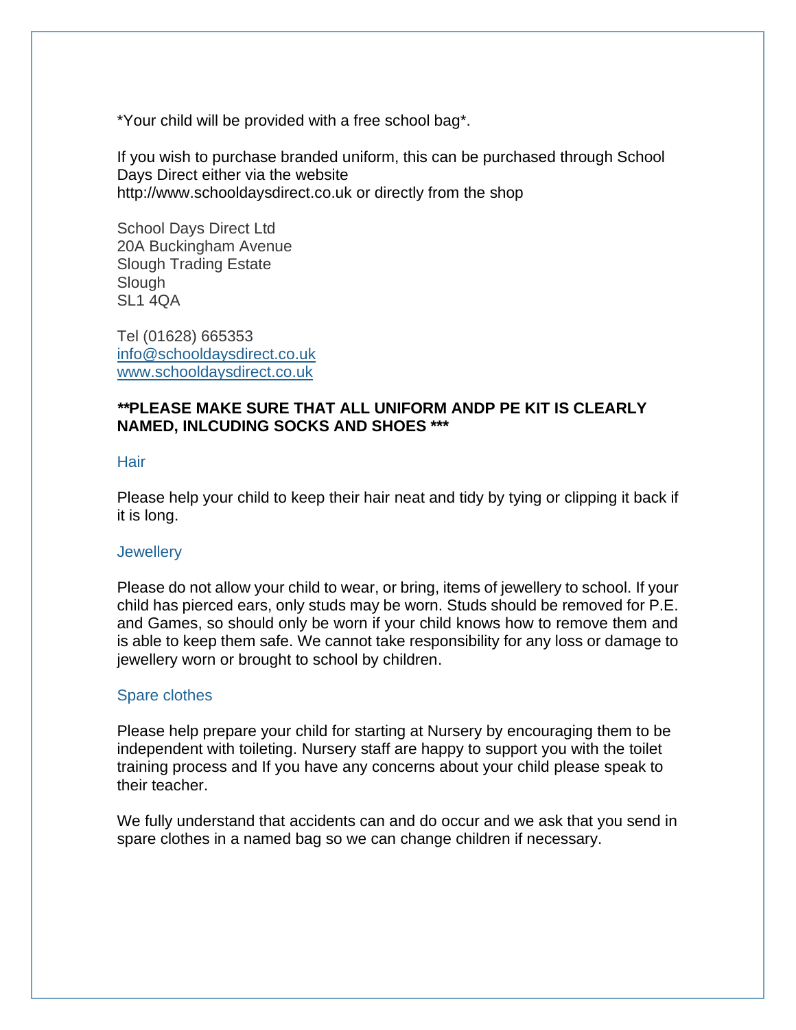*Your child will be provided with a free school bag*.

If you wish to purchase branded uniform, this can be purchased through School Days Direct either via the website http://www.schooldaysdirect.co.uk or directly from the shop

School Days Direct Ltd
20A Buckingham Avenue
Slough Trading Estate
Slough
SL1 4QA

Tel (01628) 665353
[info@schooldaysdirect.co.uk](mailto:info@schooldaysdirect.co.uk)
[www.schooldaysdirect.co.uk](http://www.schooldaysdirect.co.uk)

**\*\*PLEASE MAKE SURE THAT ALL UNIFORM ANDP PE KIT IS CLEARLY NAMED, INLCUDING SOCKS AND SHOES \*\*\***

### Hair

Please help your child to keep their hair neat and tidy by tying or clipping it back if it is long.

### Jewellery

Please do not allow your child to wear, or bring, items of jewellery to school. If your child has pierced ears, only studs may be worn. Studs should be removed for P.E. and Games, so should only be worn if your child knows how to remove them and is able to keep them safe. We cannot take responsibility for any loss or damage to jewellery worn or brought to school by children.

### Spare clothes

Please help prepare your child for starting at Nursery by encouraging them to be independent with toileting. Nursery staff are happy to support you with the toilet training process and If you have any concerns about your child please speak to their teacher.

We fully understand that accidents can and do occur and we ask that you send in spare clothes in a named bag so we can change children if necessary.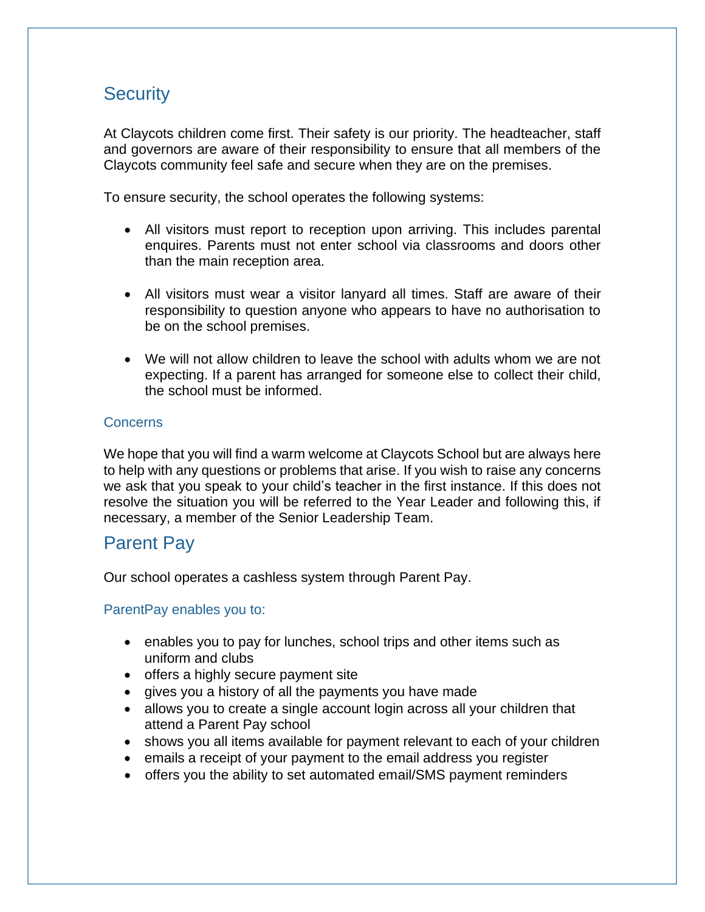## Security

At Claycots children come first. Their safety is our priority. The headteacher, staff and governors are aware of their responsibility to ensure that all members of the Claycots community feel safe and secure when they are on the premises.

To ensure security, the school operates the following systems:

- All visitors must report to reception upon arriving. This includes parental enquires. Parents must not enter school via classrooms and doors other than the main reception area.

- All visitors must wear a visitor lanyard all times. Staff are aware of their responsibility to question anyone who appears to have no authorisation to be on the school premises.

- We will not allow children to leave the school with adults whom we are not expecting. If a parent has arranged for someone else to collect their child, the school must be informed.

### Concerns

We hope that you will find a warm welcome at Claycots School but are always here to help with any questions or problems that arise. If you wish to raise any concerns we ask that you speak to your child's teacher in the first instance. If this does not resolve the situation you will be referred to the Year Leader and following this, if necessary, a member of the Senior Leadership Team.

## Parent Pay

Our school operates a cashless system through Parent Pay.

### ParentPay enables you to:

- enables you to pay for lunches, school trips and other items such as uniform and clubs
- offers a highly secure payment site
- gives you a history of all the payments you have made
- allows you to create a single account login across all your children that attend a Parent Pay school
- shows you all items available for payment relevant to each of your children
- emails a receipt of your payment to the email address you register
- offers you the ability to set automated email/SMS payment reminders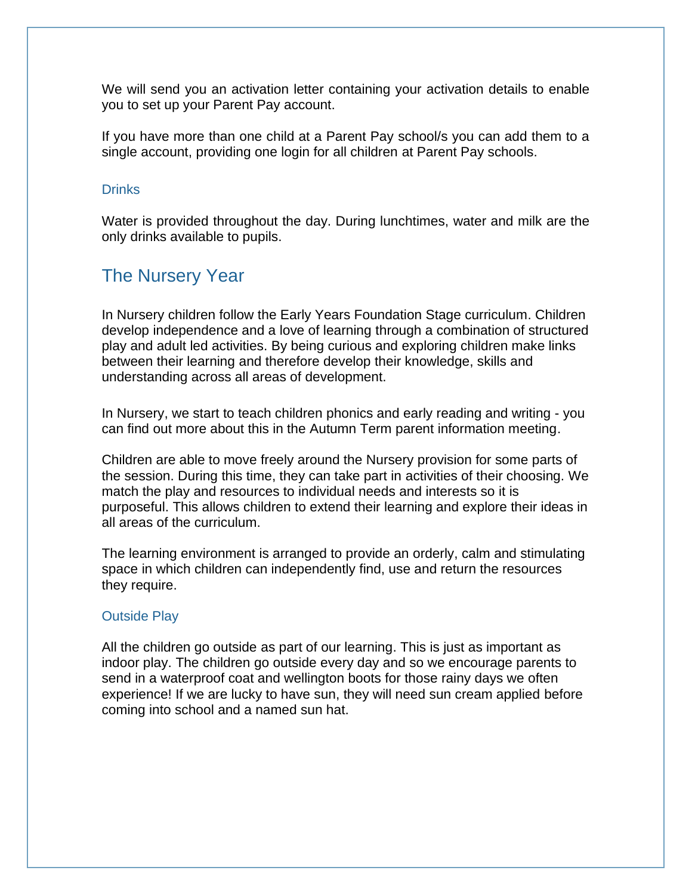We will send you an activation letter containing your activation details to enable you to set up your Parent Pay account.

If you have more than one child at a Parent Pay school/s you can add them to a single account, providing one login for all children at Parent Pay schools.

### Drinks

Water is provided throughout the day. During lunchtimes, water and milk are the only drinks available to pupils.

## The Nursery Year

In Nursery children follow the Early Years Foundation Stage curriculum. Children develop independence and a love of learning through a combination of structured play and adult led activities. By being curious and exploring children make links between their learning and therefore develop their knowledge, skills and understanding across all areas of development.

In Nursery, we start to teach children phonics and early reading and writing - you can find out more about this in the Autumn Term parent information meeting.

Children are able to move freely around the Nursery provision for some parts of the session. During this time, they can take part in activities of their choosing. We match the play and resources to individual needs and interests so it is purposeful. This allows children to extend their learning and explore their ideas in all areas of the curriculum.

The learning environment is arranged to provide an orderly, calm and stimulating space in which children can independently find, use and return the resources they require.

### Outside Play

All the children go outside as part of our learning. This is just as important as indoor play. The children go outside every day and so we encourage parents to send in a waterproof coat and wellington boots for those rainy days we often experience! If we are lucky to have sun, they will need sun cream applied before coming into school and a named sun hat.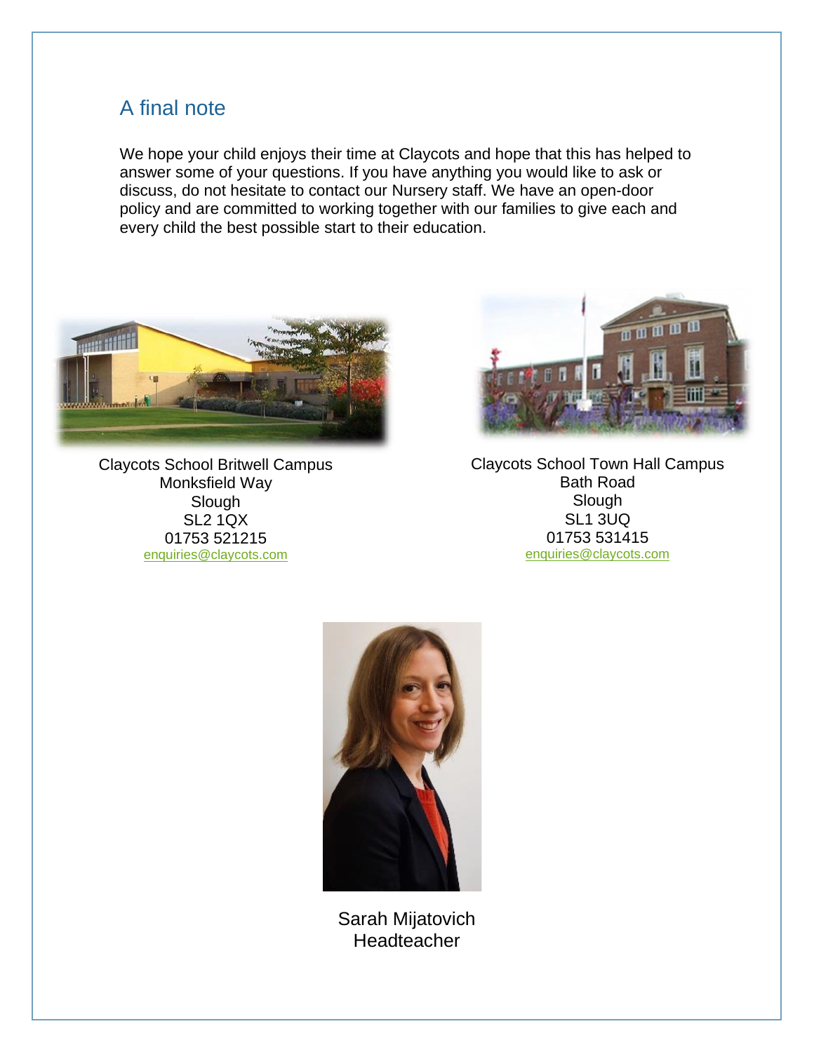## A final note

We hope your child enjoys their time at Claycots and hope that this has helped to answer some of your questions. If you have anything you would like to ask or discuss, do not hesitate to contact our Nursery staff. We have an open-door policy and are committed to working together with our families to give each and every child the best possible start to their education.

Claycots School Britwell Campus
Monksfield Way
Slough
SL2 1QX
01753 521215
enquiries@claycots.com

Claycots School Town Hall Campus
Bath Road
Slough
SL1 3UQ
01753 531415
enquiries@claycots.com

Sarah Mijatovich
Headteacher